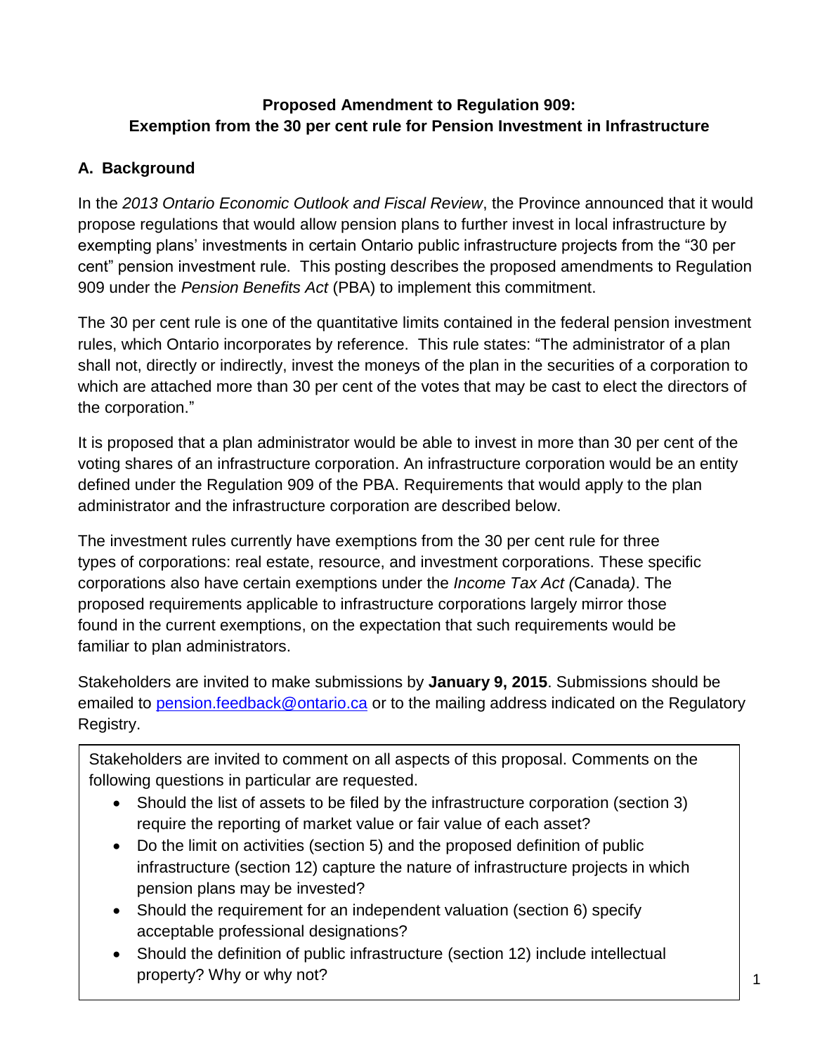**Proposed Amendment to Regulation 909: Exemption from the 30 per cent rule for Pension Investment in Infrastructure**

## A. Background

In the *2013 Ontario Economic Outlook and Fiscal Review*, the Province announced that it would propose regulations that would allow pension plans to further invest in local infrastructure by exempting plans' investments in certain Ontario public infrastructure projects from the "30 per cent" pension investment rule. This posting describes the proposed amendments to Regulation 909 under the *Pension Benefits Act* (PBA) to implement this commitment.

The 30 per cent rule is one of the quantitative limits contained in the federal pension investment rules, which Ontario incorporates by reference. This rule states: "The administrator of a plan shall not, directly or indirectly, invest the moneys of the plan in the securities of a corporation to which are attached more than 30 per cent of the votes that may be cast to elect the directors of the corporation."

It is proposed that a plan administrator would be able to invest in more than 30 per cent of the voting shares of an infrastructure corporation. An infrastructure corporation would be an entity defined under the Regulation 909 of the PBA. Requirements that would apply to the plan administrator and the infrastructure corporation are described below.

The investment rules currently have exemptions from the 30 per cent rule for three types of corporations: real estate, resource, and investment corporations. These specific corporations also have certain exemptions under the *Income Tax Act (*Canada*)*. The proposed requirements applicable to infrastructure corporations largely mirror those found in the current exemptions, on the expectation that such requirements would be familiar to plan administrators.

Stakeholders are invited to make submissions by **January 9, 2015**. Submissions should be emailed to pension.feedback@ontario.ca or to the mailing address indicated on the Regulatory Registry.

Stakeholders are invited to comment on all aspects of this proposal. Comments on the following questions in particular are requested.

- Should the list of assets to be filed by the infrastructure corporation (section 3) require the reporting of market value or fair value of each asset?
- Do the limit on activities (section 5) and the proposed definition of public infrastructure (section 12) capture the nature of infrastructure projects in which pension plans may be invested?
- Should the requirement for an independent valuation (section 6) specify acceptable professional designations?
- Should the definition of public infrastructure (section 12) include intellectual property? Why or why not?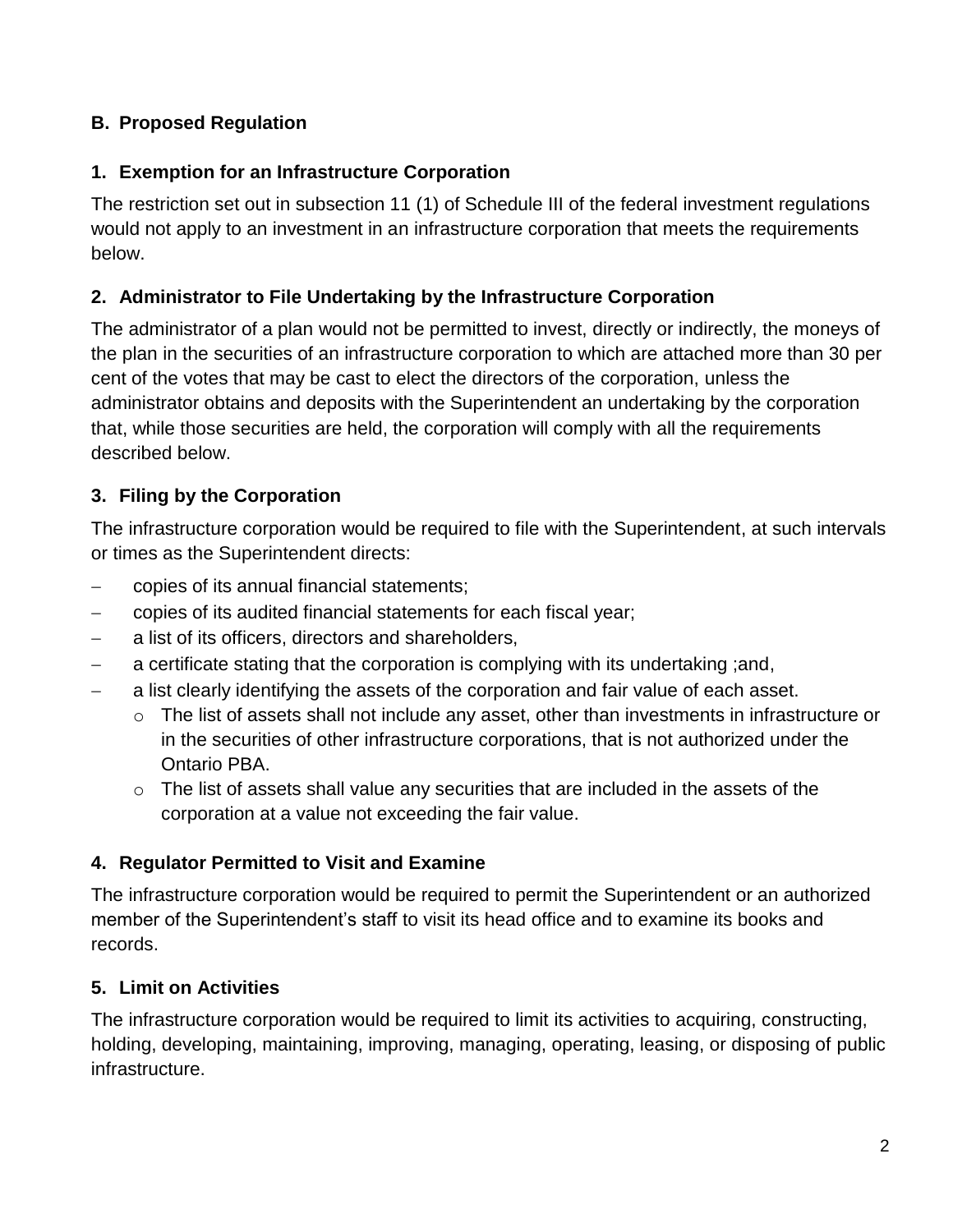## B. Proposed Regulation

### 1. Exemption for an Infrastructure Corporation

The restriction set out in subsection 11 (1) of Schedule III of the federal investment regulations would not apply to an investment in an infrastructure corporation that meets the requirements below.

### 2. Administrator to File Undertaking by the Infrastructure Corporation

The administrator of a plan would not be permitted to invest, directly or indirectly, the moneys of the plan in the securities of an infrastructure corporation to which are attached more than 30 per cent of the votes that may be cast to elect the directors of the corporation, unless the administrator obtains and deposits with the Superintendent an undertaking by the corporation that, while those securities are held, the corporation will comply with all the requirements described below.

### 3. Filing by the Corporation

The infrastructure corporation would be required to file with the Superintendent, at such intervals or times as the Superintendent directs:

- copies of its annual financial statements;
- copies of its audited financial statements for each fiscal year;
- a list of its officers, directors and shareholders,
- a certificate stating that the corporation is complying with its undertaking ;and,
- a list clearly identifying the assets of the corporation and fair value of each asset.
  - The list of assets shall not include any asset, other than investments in infrastructure or in the securities of other infrastructure corporations, that is not authorized under the Ontario PBA.
  - The list of assets shall value any securities that are included in the assets of the corporation at a value not exceeding the fair value.

### 4. Regulator Permitted to Visit and Examine

The infrastructure corporation would be required to permit the Superintendent or an authorized member of the Superintendent's staff to visit its head office and to examine its books and records.

### 5. Limit on Activities

The infrastructure corporation would be required to limit its activities to acquiring, constructing, holding, developing, maintaining, improving, managing, operating, leasing, or disposing of public infrastructure.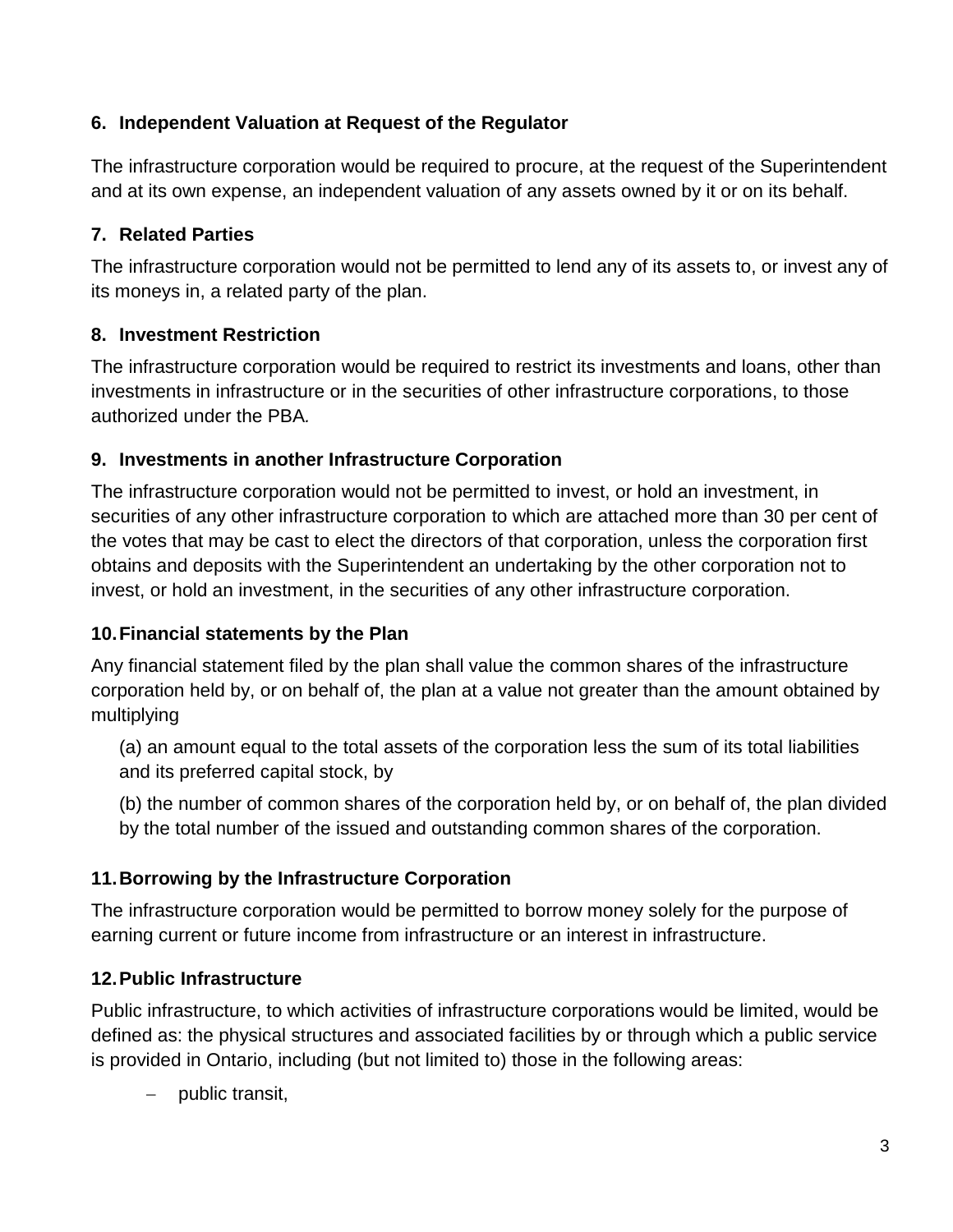## 6. Independent Valuation at Request of the Regulator

The infrastructure corporation would be required to procure, at the request of the Superintendent and at its own expense, an independent valuation of any assets owned by it or on its behalf.

## 7. Related Parties

The infrastructure corporation would not be permitted to lend any of its assets to, or invest any of its moneys in, a related party of the plan.

## 8. Investment Restriction

The infrastructure corporation would be required to restrict its investments and loans, other than investments in infrastructure or in the securities of other infrastructure corporations, to those authorized under the PBA.

## 9. Investments in another Infrastructure Corporation

The infrastructure corporation would not be permitted to invest, or hold an investment, in securities of any other infrastructure corporation to which are attached more than 30 per cent of the votes that may be cast to elect the directors of that corporation, unless the corporation first obtains and deposits with the Superintendent an undertaking by the other corporation not to invest, or hold an investment, in the securities of any other infrastructure corporation.

## 10. Financial statements by the Plan

Any financial statement filed by the plan shall value the common shares of the infrastructure corporation held by, or on behalf of, the plan at a value not greater than the amount obtained by multiplying

(a) an amount equal to the total assets of the corporation less the sum of its total liabilities and its preferred capital stock, by

(b) the number of common shares of the corporation held by, or on behalf of, the plan divided by the total number of the issued and outstanding common shares of the corporation.

## 11. Borrowing by the Infrastructure Corporation

The infrastructure corporation would be permitted to borrow money solely for the purpose of earning current or future income from infrastructure or an interest in infrastructure.

## 12. Public Infrastructure

Public infrastructure, to which activities of infrastructure corporations would be limited, would be defined as: the physical structures and associated facilities by or through which a public service is provided in Ontario, including (but not limited to) those in the following areas:

- public transit,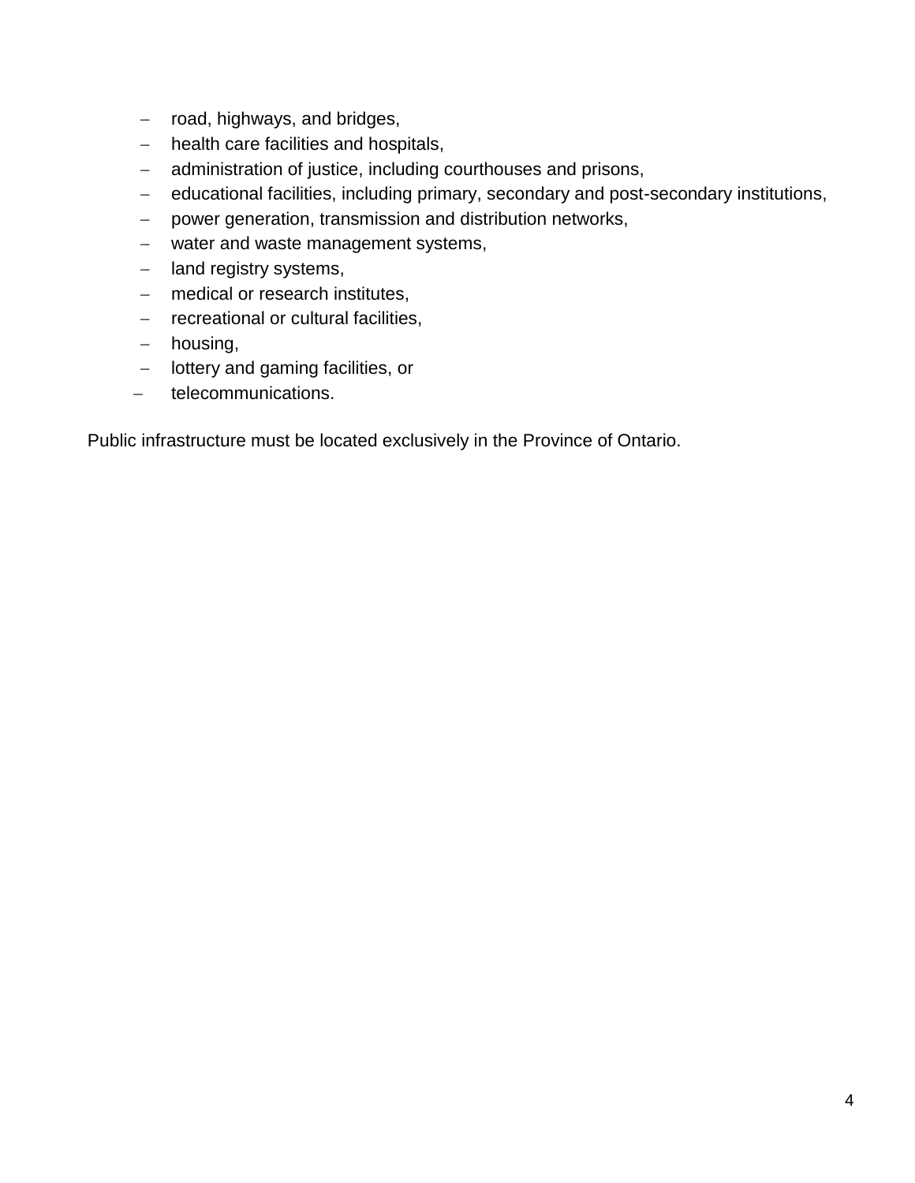- road, highways, and bridges,
- health care facilities and hospitals,
- administration of justice, including courthouses and prisons,
- educational facilities, including primary, secondary and post-secondary institutions,
- power generation, transmission and distribution networks,
- water and waste management systems,
- land registry systems,
- medical or research institutes,
- recreational or cultural facilities,
- housing,
- lottery and gaming facilities, or
- telecommunications.

Public infrastructure must be located exclusively in the Province of Ontario.